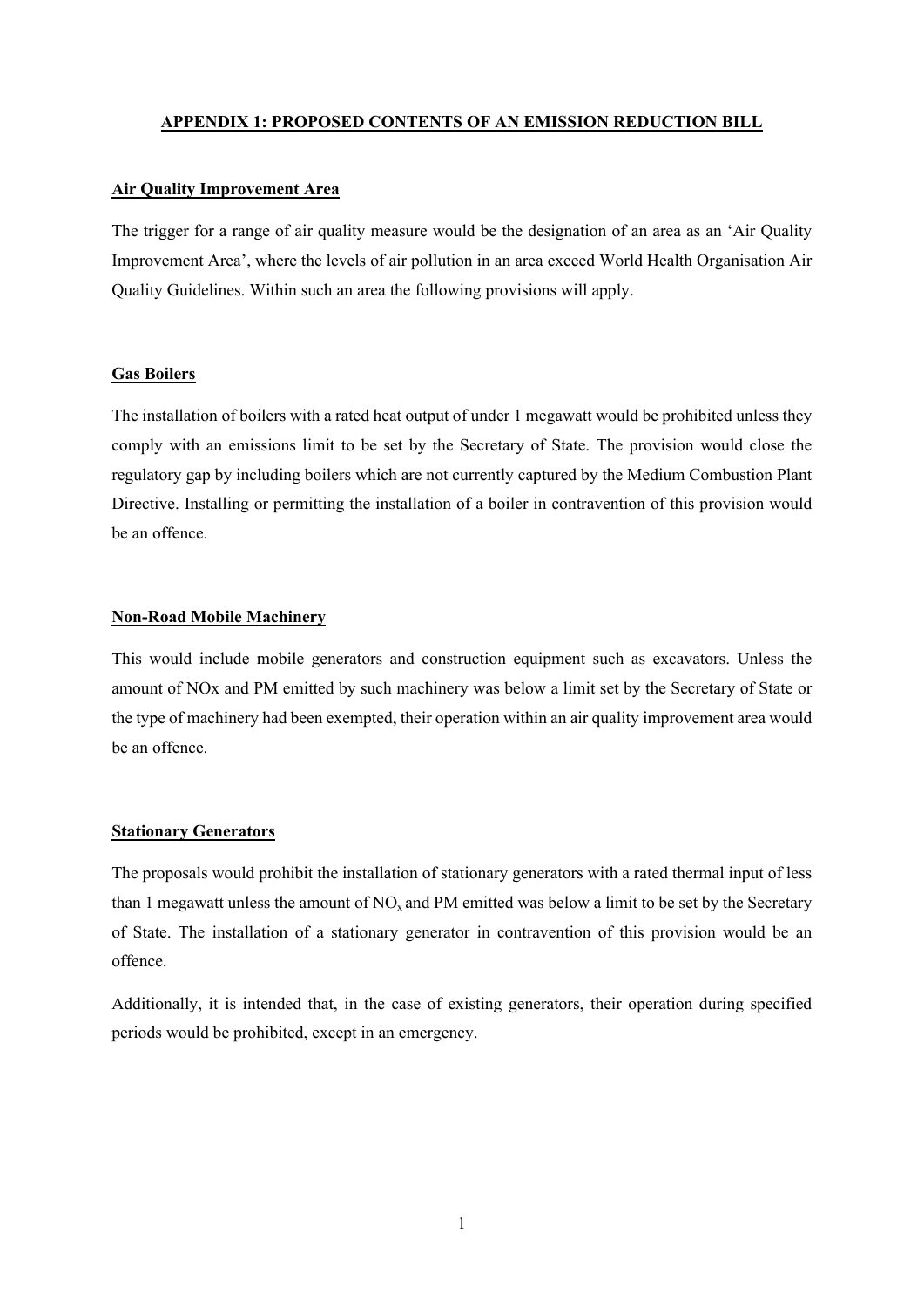# APPENDIX 1: PROPOSED CONTENTS OF AN EMISSION REDUCTION BILL

## Air Quality Improvement Area

The trigger for a range of air quality measure would be the designation of an area as an 'Air Quality Improvement Area', where the levels of air pollution in an area exceed World Health Organisation Air Quality Guidelines. Within such an area the following provisions will apply.

## Gas Boilers

The installation of boilers with a rated heat output of under 1 megawatt would be prohibited unless they comply with an emissions limit to be set by the Secretary of State. The provision would close the regulatory gap by including boilers which are not currently captured by the Medium Combustion Plant Directive. Installing or permitting the installation of a boiler in contravention of this provision would be an offence.

## Non-Road Mobile Machinery

This would include mobile generators and construction equipment such as excavators. Unless the amount of NOx and PM emitted by such machinery was below a limit set by the Secretary of State or the type of machinery had been exempted, their operation within an air quality improvement area would be an offence.

## Stationary Generators

The proposals would prohibit the installation of stationary generators with a rated thermal input of less than 1 megawatt unless the amount of $NO_x$ and PM emitted was below a limit to be set by the Secretary of State. The installation of a stationary generator in contravention of this provision would be an offence.

Additionally, it is intended that, in the case of existing generators, their operation during specified periods would be prohibited, except in an emergency.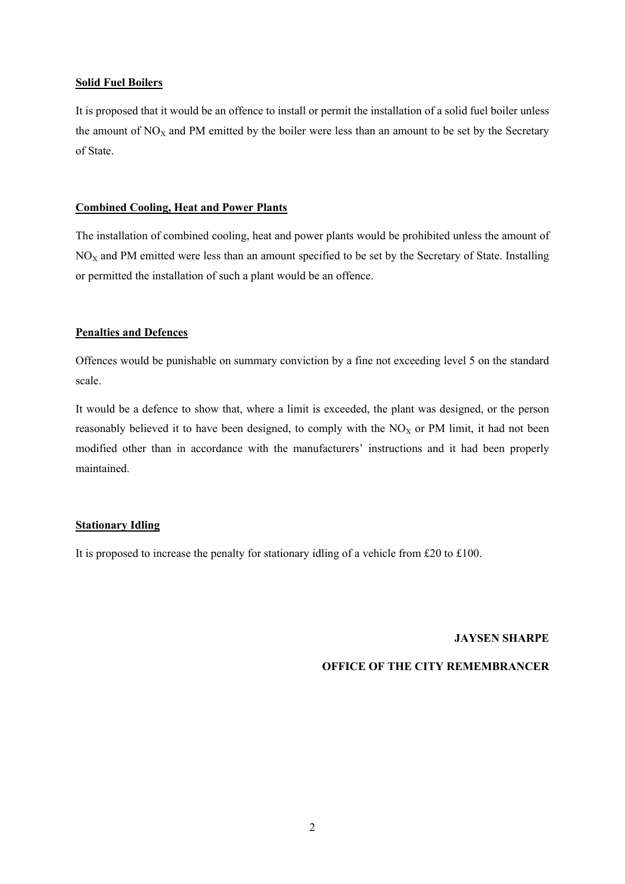**Solid Fuel Boilers**

It is proposed that it would be an offence to install or permit the installation of a solid fuel boiler unless the amount of $NO_X$ and PM emitted by the boiler were less than an amount to be set by the Secretary of State.

**Combined Cooling, Heat and Power Plants**

The installation of combined cooling, heat and power plants would be prohibited unless the amount of $NO_X$ and PM emitted were less than an amount specified to be set by the Secretary of State. Installing or permitted the installation of such a plant would be an offence.

**Penalties and Defences**

Offences would be punishable on summary conviction by a fine not exceeding level 5 on the standard scale.

It would be a defence to show that, where a limit is exceeded, the plant was designed, or the person reasonably believed it to have been designed, to comply with the $NO_X$ or PM limit, it had not been modified other than in accordance with the manufacturers' instructions and it had been properly maintained.

**Stationary Idling**

It is proposed to increase the penalty for stationary idling of a vehicle from £20 to £100.

**JAYSEN SHARPE**

**OFFICE OF THE CITY REMEMBRANCER**